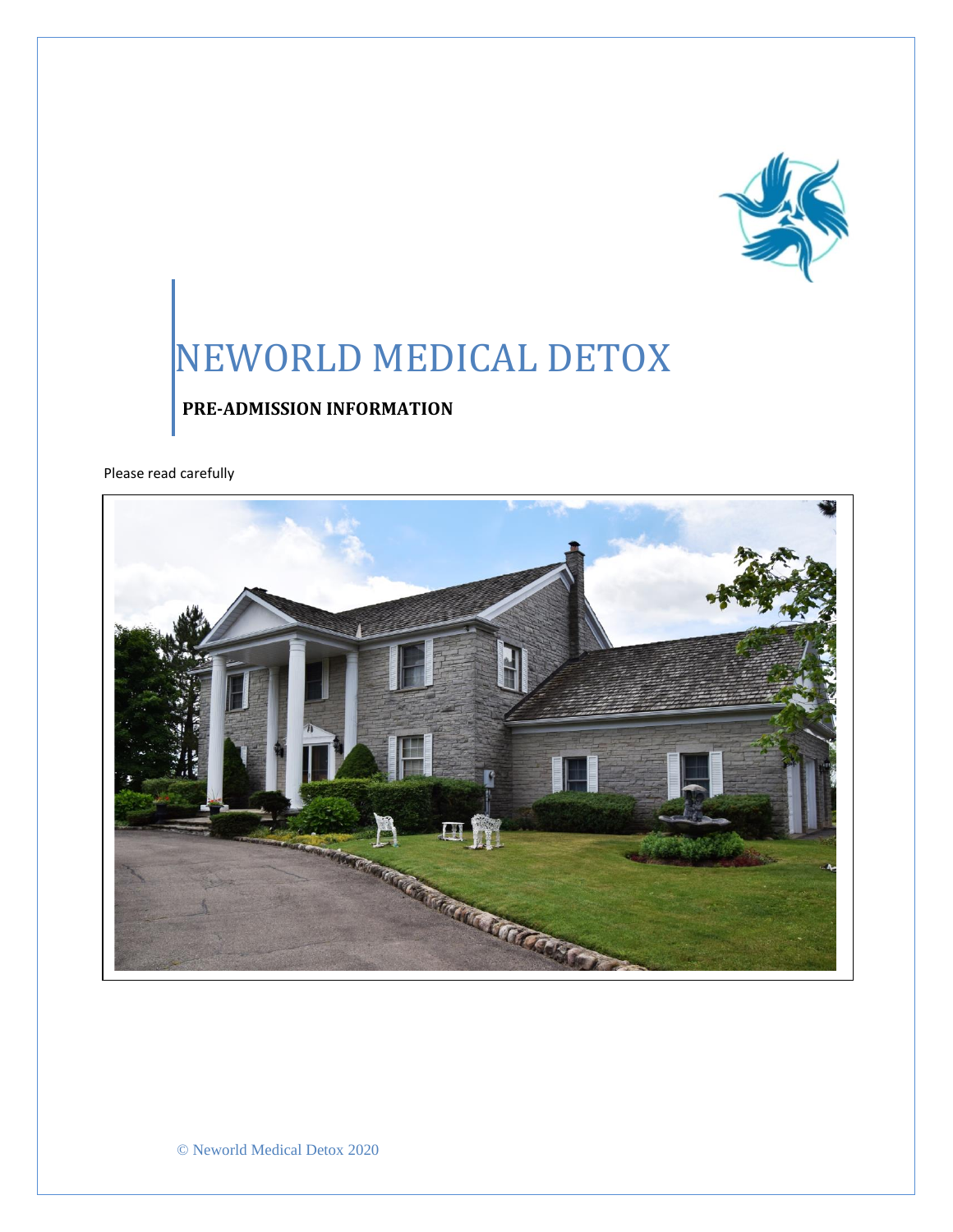# NEWORLD MEDICAL DETOX

**PRE-ADMISSION INFORMATION**

Please read carefully

© Neworld Medical Detox 2020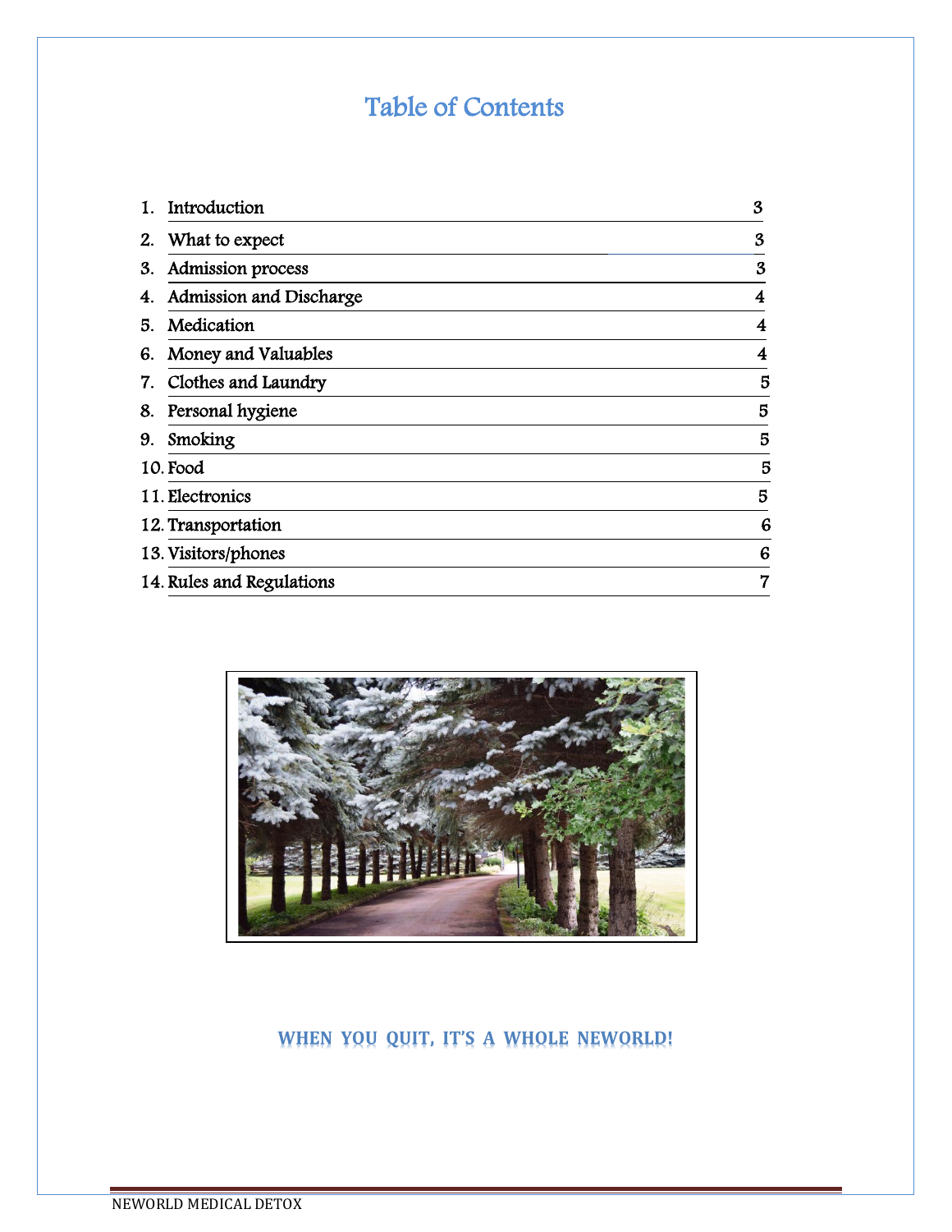# Table of Contents

| | | |
|---|---|---|
| 1. | Introduction | 3 |
| 2. | What to expect | 3 |
| 3. | Admission process | 3 |
| 4. | Admission and Discharge | 4 |
| 5. | Medication | 4 |
| 6. | Money and Valuables | 4 |
| 7. | Clothes and Laundry | 5 |
| 8. | Personal hygiene | 5 |
| 9. | Smoking | 5 |
| 10. | Food | 5 |
| 11. | Electronics | 5 |
| 12. | Transportation | 6 |
| 13. | Visitors/phones | 6 |
| 14. | Rules and Regulations | 7 |

**WHEN YOU QUIT, IT'S A WHOLE NEWORLD!**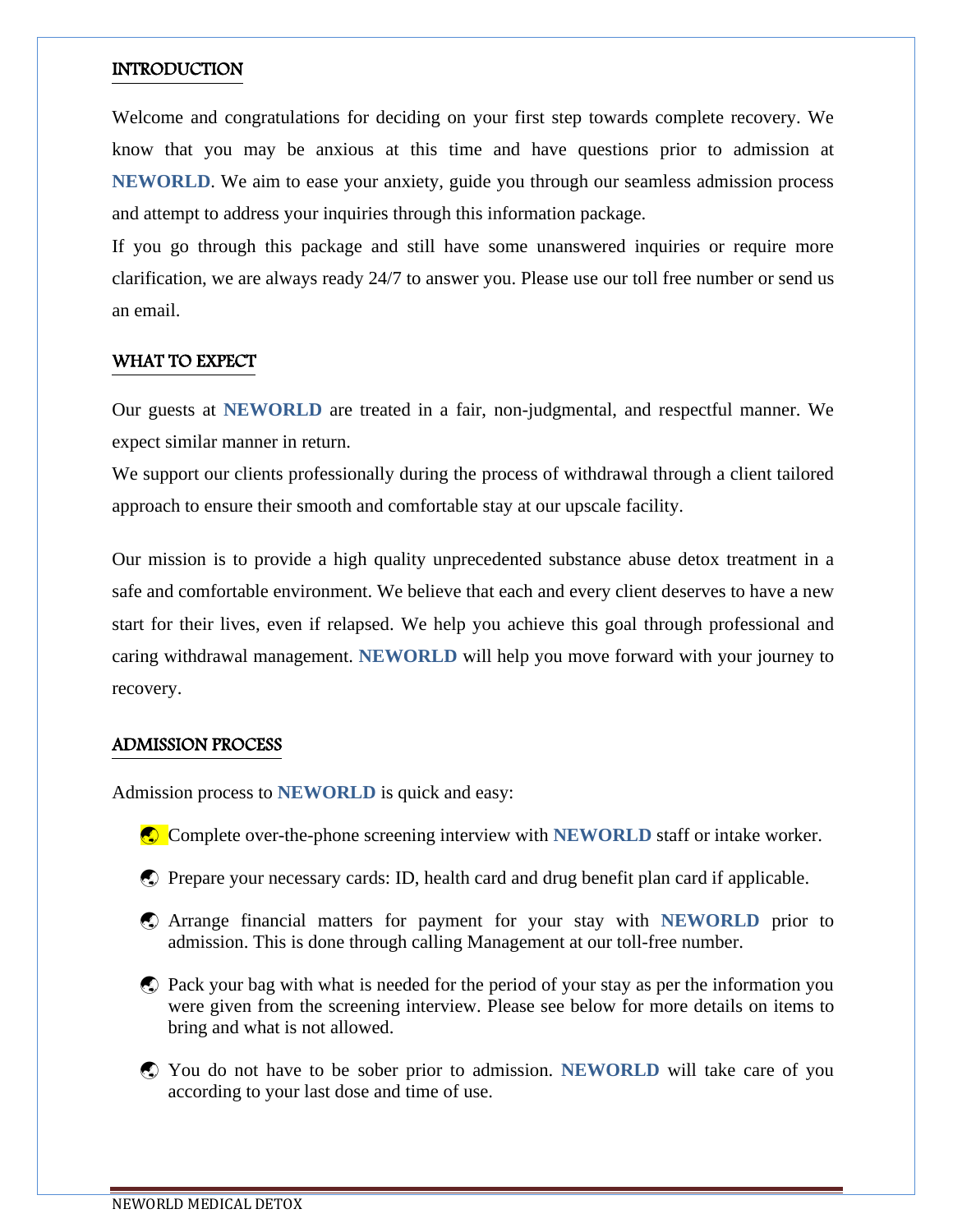## INTRODUCTION

Welcome and congratulations for deciding on your first step towards complete recovery. We know that you may be anxious at this time and have questions prior to admission at **NEWORLD**. We aim to ease your anxiety, guide you through our seamless admission process and attempt to address your inquiries through this information package.

If you go through this package and still have some unanswered inquiries or require more clarification, we are always ready 24/7 to answer you. Please use our toll free number or send us an email.

## WHAT TO EXPECT

Our guests at **NEWORLD** are treated in a fair, non-judgmental, and respectful manner. We expect similar manner in return.

We support our clients professionally during the process of withdrawal through a client tailored approach to ensure their smooth and comfortable stay at our upscale facility.

Our mission is to provide a high quality unprecedented substance abuse detox treatment in a safe and comfortable environment. We believe that each and every client deserves to have a new start for their lives, even if relapsed. We help you achieve this goal through professional and caring withdrawal management. **NEWORLD** will help you move forward with your journey to recovery.

## ADMISSION PROCESS

Admission process to **NEWORLD** is quick and easy:

- Complete over-the-phone screening interview with **NEWORLD** staff or intake worker.
- Prepare your necessary cards: ID, health card and drug benefit plan card if applicable.
- Arrange financial matters for payment for your stay with **NEWORLD** prior to admission. This is done through calling Management at our toll-free number.
- Pack your bag with what is needed for the period of your stay as per the information you were given from the screening interview. Please see below for more details on items to bring and what is not allowed.
- You do not have to be sober prior to admission. **NEWORLD** will take care of you according to your last dose and time of use.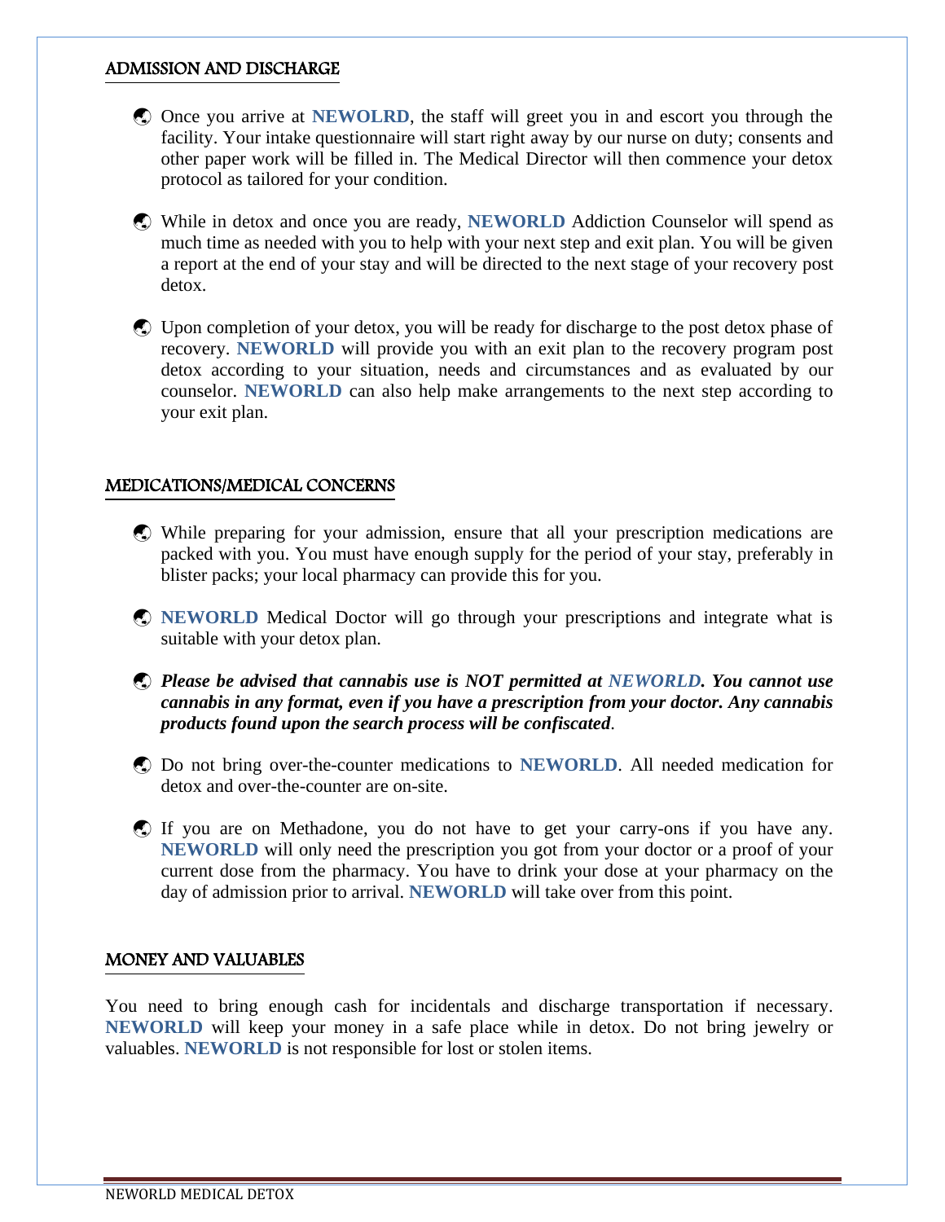## ADMISSION AND DISCHARGE

- Once you arrive at **NEWOLRD**, the staff will greet you in and escort you through the facility. Your intake questionnaire will start right away by our nurse on duty; consents and other paper work will be filled in. The Medical Director will then commence your detox protocol as tailored for your condition.
- While in detox and once you are ready, **NEWORLD** Addiction Counselor will spend as much time as needed with you to help with your next step and exit plan. You will be given a report at the end of your stay and will be directed to the next stage of your recovery post detox.
- Upon completion of your detox, you will be ready for discharge to the post detox phase of recovery. **NEWORLD** will provide you with an exit plan to the recovery program post detox according to your situation, needs and circumstances and as evaluated by our counselor. **NEWORLD** can also help make arrangements to the next step according to your exit plan.

## MEDICATIONS/MEDICAL CONCERNS

- While preparing for your admission, ensure that all your prescription medications are packed with you. You must have enough supply for the period of your stay, preferably in blister packs; your local pharmacy can provide this for you.
- **NEWORLD** Medical Doctor will go through your prescriptions and integrate what is suitable with your detox plan.
- ***Please be advised that cannabis use is NOT permitted at NEWORLD. You cannot use cannabis in any format, even if you have a prescription from your doctor. Any cannabis products found upon the search process will be confiscated***.
- Do not bring over-the-counter medications to **NEWORLD**. All needed medication for detox and over-the-counter are on-site.
- If you are on Methadone, you do not have to get your carry-ons if you have any. **NEWORLD** will only need the prescription you got from your doctor or a proof of your current dose from the pharmacy. You have to drink your dose at your pharmacy on the day of admission prior to arrival. **NEWORLD** will take over from this point.

## MONEY AND VALUABLES

You need to bring enough cash for incidentals and discharge transportation if necessary. **NEWORLD** will keep your money in a safe place while in detox. Do not bring jewelry or valuables. **NEWORLD** is not responsible for lost or stolen items.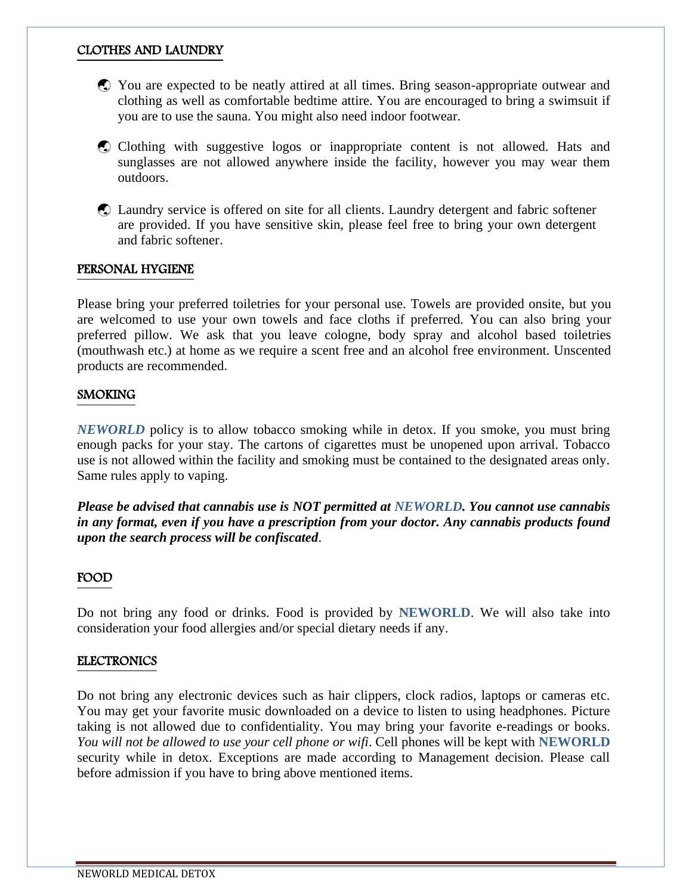## CLOTHES AND LAUNDRY

- You are expected to be neatly attired at all times. Bring season-appropriate outwear and clothing as well as comfortable bedtime attire. You are encouraged to bring a swimsuit if you are to use the sauna. You might also need indoor footwear.
- Clothing with suggestive logos or inappropriate content is not allowed. Hats and sunglasses are not allowed anywhere inside the facility, however you may wear them outdoors.
- Laundry service is offered on site for all clients. Laundry detergent and fabric softener are provided. If you have sensitive skin, please feel free to bring your own detergent and fabric softener.

## PERSONAL HYGIENE

Please bring your preferred toiletries for your personal use. Towels are provided onsite, but you are welcomed to use your own towels and face cloths if preferred. You can also bring your preferred pillow. We ask that you leave cologne, body spray and alcohol based toiletries (mouthwash etc.) at home as we require a scent free and an alcohol free environment. Unscented products are recommended.

## SMOKING

***NEWORLD*** policy is to allow tobacco smoking while in detox. If you smoke, you must bring enough packs for your stay. The cartons of cigarettes must be unopened upon arrival. Tobacco use is not allowed within the facility and smoking must be contained to the designated areas only. Same rules apply to vaping.

***Please be advised that cannabis use is NOT permitted at NEWORLD. You cannot use cannabis in any format, even if you have a prescription from your doctor. Any cannabis products found upon the search process will be confiscated***.

## FOOD

Do not bring any food or drinks. Food is provided by **NEWORLD**. We will also take into consideration your food allergies and/or special dietary needs if any.

## ELECTRONICS

Do not bring any electronic devices such as hair clippers, clock radios, laptops or cameras etc. You may get your favorite music downloaded on a device to listen to using headphones. Picture taking is not allowed due to confidentiality. You may bring your favorite e-readings or books. *You will not be allowed to use your cell phone or wifi*. Cell phones will be kept with **NEWORLD** security while in detox. Exceptions are made according to Management decision. Please call before admission if you have to bring above mentioned items.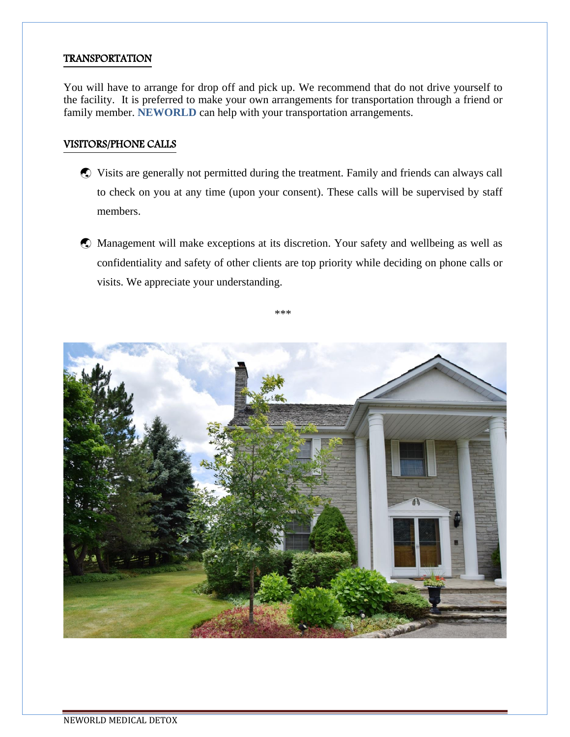## TRANSPORTATION

You will have to arrange for drop off and pick up. We recommend that do not drive yourself to the facility. It is preferred to make your own arrangements for transportation through a friend or family member. **NEWORLD** can help with your transportation arrangements.

## VISITORS/PHONE CALLS

- Visits are generally not permitted during the treatment. Family and friends can always call to check on you at any time (upon your consent). These calls will be supervised by staff members.
- Management will make exceptions at its discretion. Your safety and wellbeing as well as confidentiality and safety of other clients are top priority while deciding on phone calls or visits. We appreciate your understanding.

***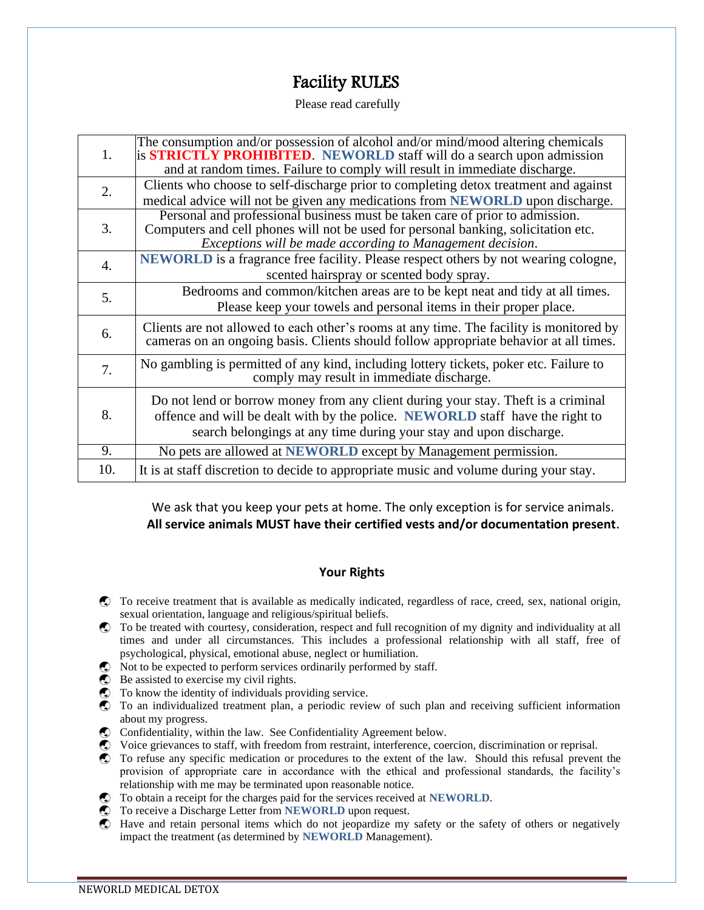# Facility RULES

Please read carefully

| | |
|---|---|
| 1. | The consumption and/or possession of alcohol and/or mind/mood altering chemicals is **STRICTLY PROHIBITED**. **NEWORLD** staff will do a search upon admission and at random times. Failure to comply will result in immediate discharge. |
| 2. | Clients who choose to self-discharge prior to completing detox treatment and against medical advice will not be given any medications from **NEWORLD** upon discharge. |
| 3. | Personal and professional business must be taken care of prior to admission. Computers and cell phones will not be used for personal banking, solicitation etc. *Exceptions will be made according to Management decision*. |
| 4. | **NEWORLD** is a fragrance free facility. Please respect others by not wearing cologne, scented hairspray or scented body spray. |
| 5. | Bedrooms and common/kitchen areas are to be kept neat and tidy at all times. Please keep your towels and personal items in their proper place. |
| 6. | Clients are not allowed to each other's rooms at any time. The facility is monitored by cameras on an ongoing basis. Clients should follow appropriate behavior at all times. |
| 7. | No gambling is permitted of any kind, including lottery tickets, poker etc. Failure to comply may result in immediate discharge. |
| 8. | Do not lend or borrow money from any client during your stay. Theft is a criminal offence and will be dealt with by the police. **NEWORLD** staff have the right to search belongings at any time during your stay and upon discharge. |
| 9. | No pets are allowed at **NEWORLD** except by Management permission. |
| 10. | It is at staff discretion to decide to appropriate music and volume during your stay. |

We ask that you keep your pets at home. The only exception is for service animals.
**All service animals MUST have their certified vests and/or documentation present**.

## Your Rights

- To receive treatment that is available as medically indicated, regardless of race, creed, sex, national origin, sexual orientation, language and religious/spiritual beliefs.
- To be treated with courtesy, consideration, respect and full recognition of my dignity and individuality at all times and under all circumstances. This includes a professional relationship with all staff, free of psychological, physical, emotional abuse, neglect or humiliation.
- Not to be expected to perform services ordinarily performed by staff.
- Be assisted to exercise my civil rights.
- To know the identity of individuals providing service.
- To an individualized treatment plan, a periodic review of such plan and receiving sufficient information about my progress.
- Confidentiality, within the law. See Confidentiality Agreement below.
- Voice grievances to staff, with freedom from restraint, interference, coercion, discrimination or reprisal.
- To refuse any specific medication or procedures to the extent of the law. Should this refusal prevent the provision of appropriate care in accordance with the ethical and professional standards, the facility's relationship with me may be terminated upon reasonable notice.
- To obtain a receipt for the charges paid for the services received at **NEWORLD**.
- To receive a Discharge Letter from **NEWORLD** upon request.
- Have and retain personal items which do not jeopardize my safety or the safety of others or negatively impact the treatment (as determined by **NEWORLD** Management).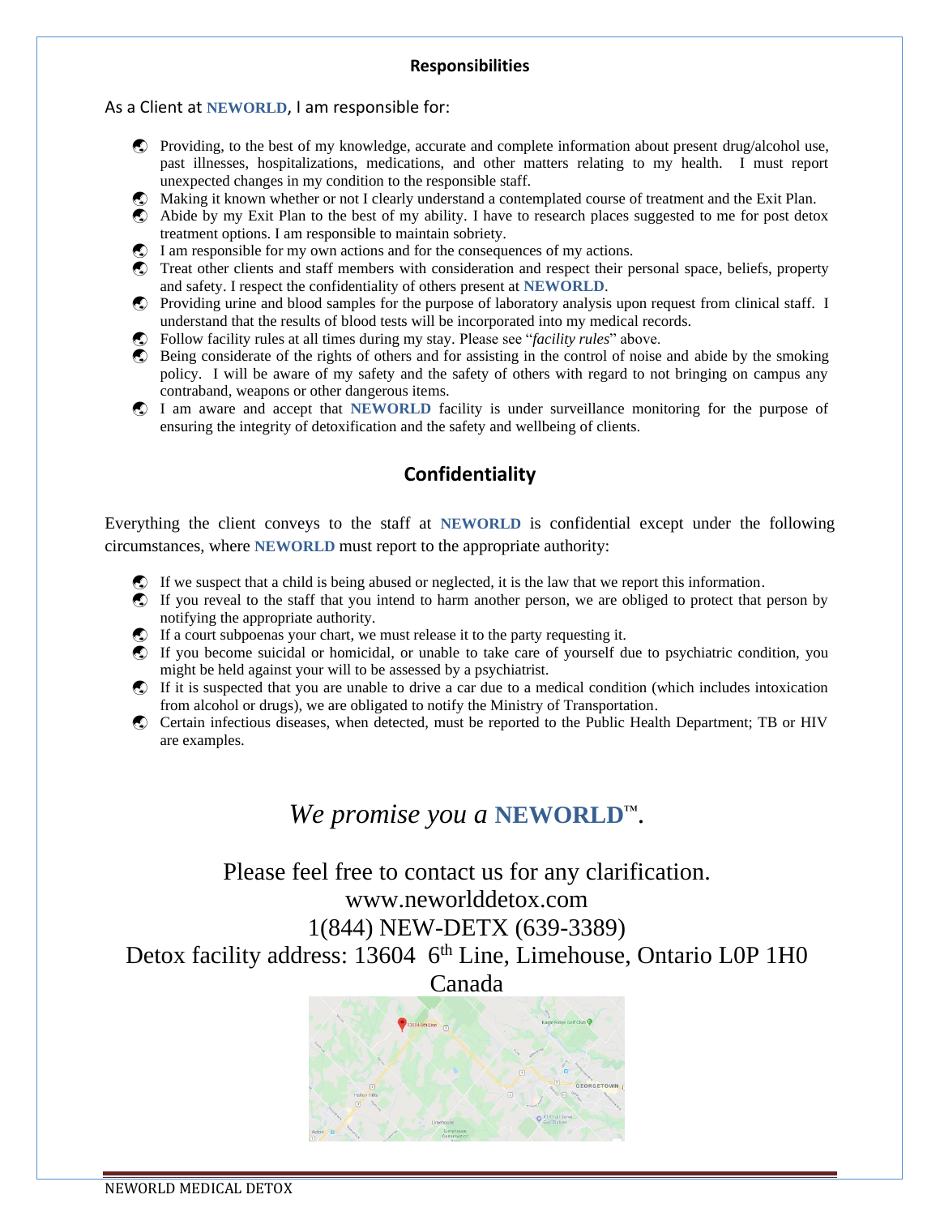## Responsibilities

As a Client at **NEWORLD**, I am responsible for:

- Providing, to the best of my knowledge, accurate and complete information about present drug/alcohol use, past illnesses, hospitalizations, medications, and other matters relating to my health. I must report unexpected changes in my condition to the responsible staff.
- Making it known whether or not I clearly understand a contemplated course of treatment and the Exit Plan.
- Abide by my Exit Plan to the best of my ability. I have to research places suggested to me for post detox treatment options. I am responsible to maintain sobriety.
- I am responsible for my own actions and for the consequences of my actions.
- Treat other clients and staff members with consideration and respect their personal space, beliefs, property and safety. I respect the confidentiality of others present at **NEWORLD**.
- Providing urine and blood samples for the purpose of laboratory analysis upon request from clinical staff. I understand that the results of blood tests will be incorporated into my medical records.
- Follow facility rules at all times during my stay. Please see "*facility rules*" above.
- Being considerate of the rights of others and for assisting in the control of noise and abide by the smoking policy. I will be aware of my safety and the safety of others with regard to not bringing on campus any contraband, weapons or other dangerous items.
- I am aware and accept that **NEWORLD** facility is under surveillance monitoring for the purpose of ensuring the integrity of detoxification and the safety and wellbeing of clients.

## Confidentiality

Everything the client conveys to the staff at **NEWORLD** is confidential except under the following circumstances, where **NEWORLD** must report to the appropriate authority:

- If we suspect that a child is being abused or neglected, it is the law that we report this information.
- If you reveal to the staff that you intend to harm another person, we are obliged to protect that person by notifying the appropriate authority.
- If a court subpoenas your chart, we must release it to the party requesting it.
- If you become suicidal or homicidal, or unable to take care of yourself due to psychiatric condition, you might be held against your will to be assessed by a psychiatrist.
- If it is suspected that you are unable to drive a car due to a medical condition (which includes intoxication from alcohol or drugs), we are obligated to notify the Ministry of Transportation.
- Certain infectious diseases, when detected, must be reported to the Public Health Department; TB or HIV are examples.

*We promise you a* **NEWORLD**™.

Please feel free to contact us for any clarification.
www.neworlddetox.com
1(844) NEW-DETX (639-3389)
Detox facility address: 13604 6th Line, Limehouse, Ontario L0P 1H0 Canada